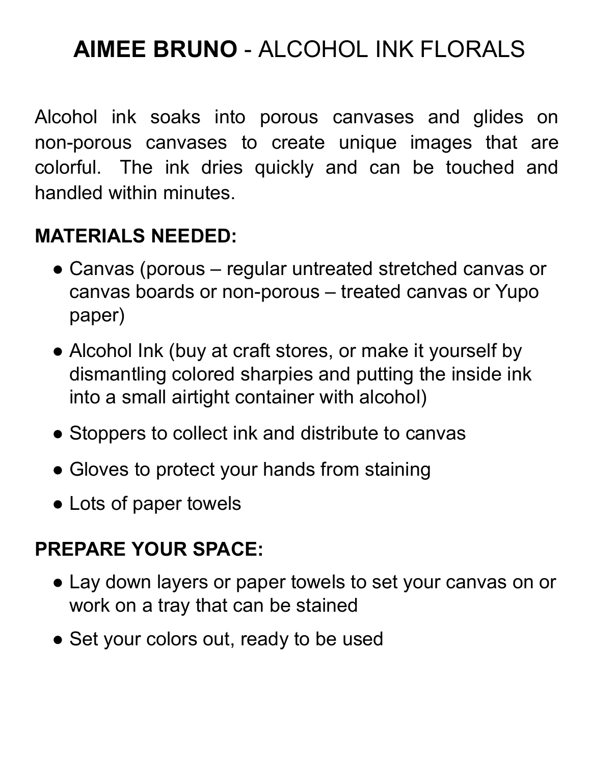# **AIMEE BRUNO** - ALCOHOL INK FLORALS

Alcohol ink soaks into porous canvases and glides on non-porous canvases to create unique images that are colorful. The ink dries quickly and can be touched and handled within minutes.

## MATERIALS NEEDED:

- Canvas (porous – regular untreated stretched canvas or canvas boards or non-porous – treated canvas or Yupo paper)
- Alcohol Ink (buy at craft stores, or make it yourself by dismantling colored sharpies and putting the inside ink into a small airtight container with alcohol)
- Stoppers to collect ink and distribute to canvas
- Gloves to protect your hands from staining
- Lots of paper towels

## PREPARE YOUR SPACE:

- Lay down layers or paper towels to set your canvas on or work on a tray that can be stained
- Set your colors out, ready to be used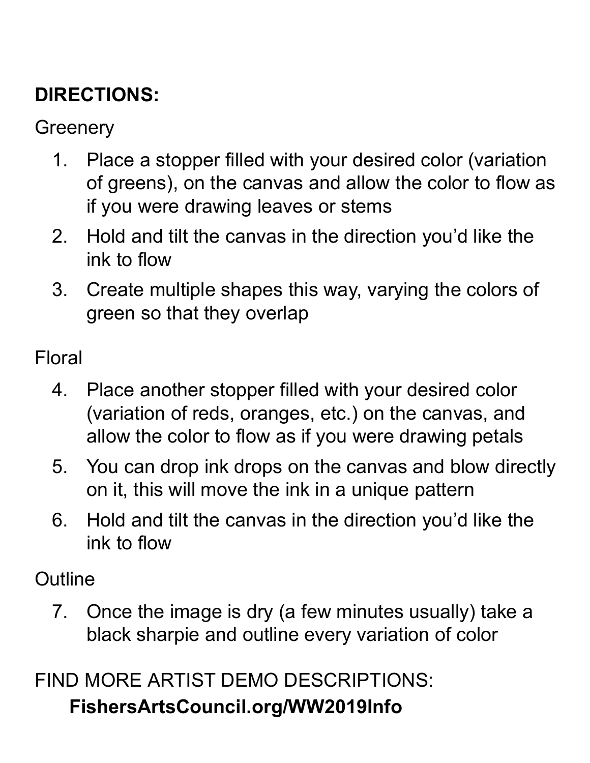**DIRECTIONS:**

Greenery

1. Place a stopper filled with your desired color (variation of greens), on the canvas and allow the color to flow as if you were drawing leaves or stems
2. Hold and tilt the canvas in the direction you'd like the ink to flow
3. Create multiple shapes this way, varying the colors of green so that they overlap

Floral

4. Place another stopper filled with your desired color (variation of reds, oranges, etc.) on the canvas, and allow the color to flow as if you were drawing petals
5. You can drop ink drops on the canvas and blow directly on it, this will move the ink in a unique pattern
6. Hold and tilt the canvas in the direction you'd like the ink to flow

Outline

7. Once the image is dry (a few minutes usually) take a black sharpie and outline every variation of color

FIND MORE ARTIST DEMO DESCRIPTIONS:

**FishersArtsCouncil.org/WW2019Info**